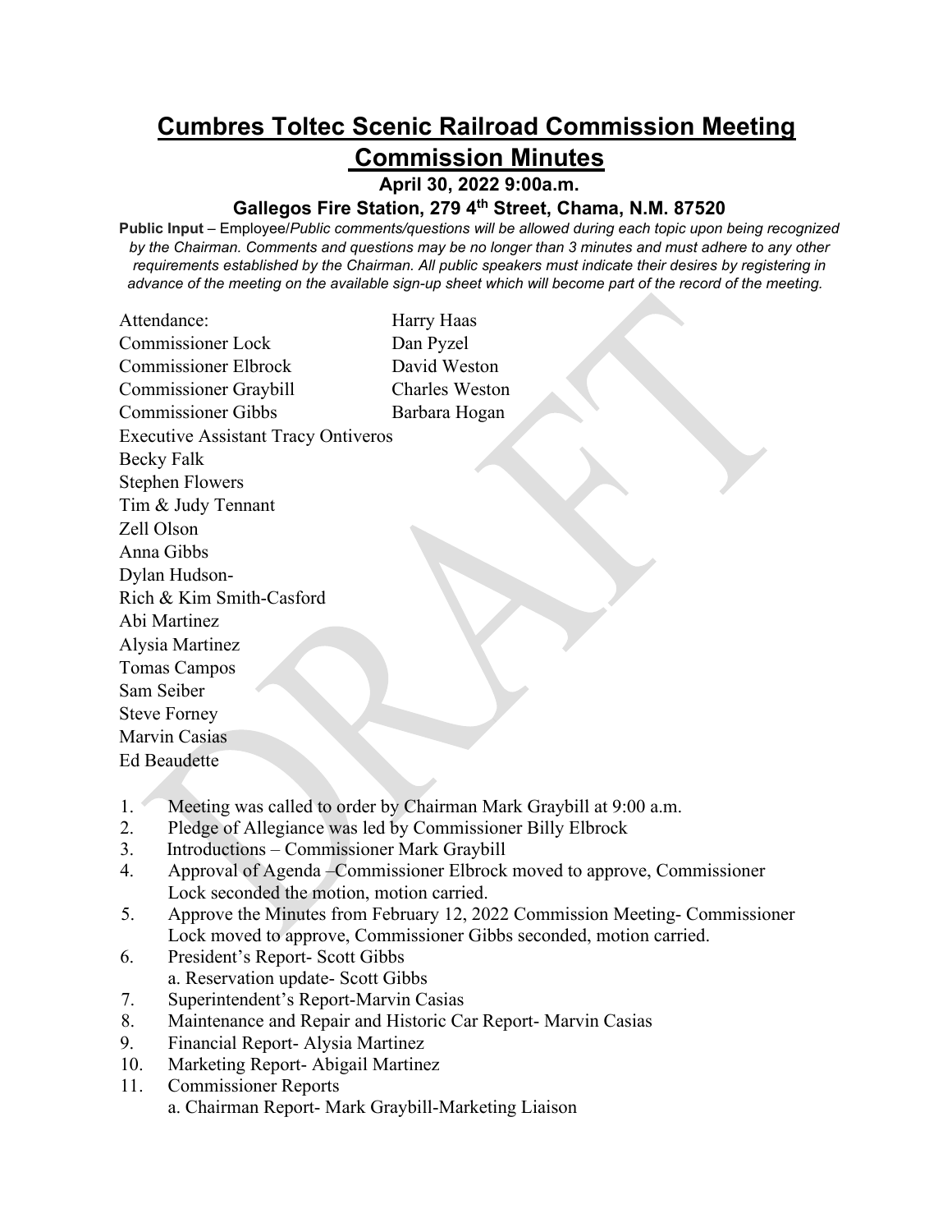# Cumbres Toltec Scenic Railroad Commission Meeting

# Commission Minutes

### April 30, 2022 9:00a.m.

### Gallegos Fire Station, 279 4th Street, Chama, N.M. 87520

**Public Input** – Employee/*Public comments/questions will be allowed during each topic upon being recognized by the Chairman. Comments and questions may be no longer than 3 minutes and must adhere to any other requirements established by the Chairman. All public speakers must indicate their desires by registering in advance of the meeting on the available sign-up sheet which will become part of the record of the meeting.*

Attendance:
Commissioner Lock
Commissioner Elbrock
Commissioner Graybill
Commissioner Gibbs
Executive Assistant Tracy Ontiveros
Becky Falk
Stephen Flowers
Tim & Judy Tennant
Zell Olson
Anna Gibbs
Dylan Hudson-
Rich & Kim Smith-Casford
Abi Martinez
Alysia Martinez
Tomas Campos
Sam Seiber
Steve Forney
Marvin Casias
Ed Beaudette
Harry Haas
Dan Pyzel
David Weston
Charles Weston
Barbara Hogan

1. Meeting was called to order by Chairman Mark Graybill at 9:00 a.m.
2. Pledge of Allegiance was led by Commissioner Billy Elbrock
3. Introductions – Commissioner Mark Graybill
4. Approval of Agenda –Commissioner Elbrock moved to approve, Commissioner Lock seconded the motion, motion carried.
5. Approve the Minutes from February 12, 2022 Commission Meeting- Commissioner Lock moved to approve, Commissioner Gibbs seconded, motion carried.
6. President's Report- Scott Gibbs
   a. Reservation update- Scott Gibbs
7. Superintendent's Report-Marvin Casias
8. Maintenance and Repair and Historic Car Report- Marvin Casias
9. Financial Report- Alysia Martinez
10. Marketing Report- Abigail Martinez
11. Commissioner Reports
    a. Chairman Report- Mark Graybill-Marketing Liaison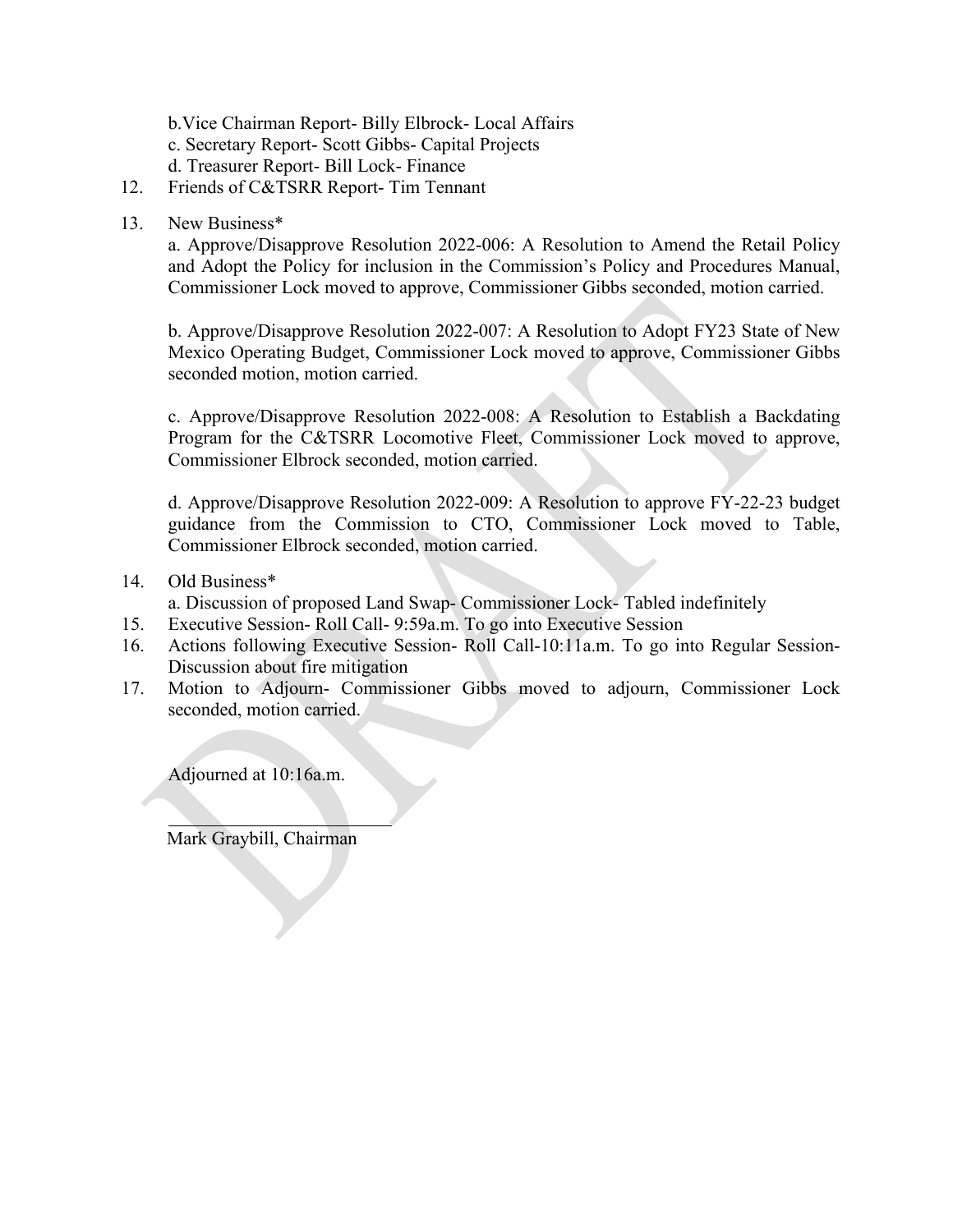b.Vice Chairman Report- Billy Elbrock- Local Affairs
c. Secretary Report- Scott Gibbs- Capital Projects
d. Treasurer Report- Bill Lock- Finance

12. Friends of C&TSRR Report- Tim Tennant

13. New Business*

    a. Approve/Disapprove Resolution 2022-006: A Resolution to Amend the Retail Policy and Adopt the Policy for inclusion in the Commission's Policy and Procedures Manual, Commissioner Lock moved to approve, Commissioner Gibbs seconded, motion carried.

    b. Approve/Disapprove Resolution 2022-007: A Resolution to Adopt FY23 State of New Mexico Operating Budget, Commissioner Lock moved to approve, Commissioner Gibbs seconded motion, motion carried.

    c. Approve/Disapprove Resolution 2022-008: A Resolution to Establish a Backdating Program for the C&TSRR Locomotive Fleet, Commissioner Lock moved to approve, Commissioner Elbrock seconded, motion carried.

    d. Approve/Disapprove Resolution 2022-009: A Resolution to approve FY-22-23 budget guidance from the Commission to CTO, Commissioner Lock moved to Table, Commissioner Elbrock seconded, motion carried.

14. Old Business*

    a. Discussion of proposed Land Swap- Commissioner Lock- Tabled indefinitely

15. Executive Session- Roll Call- 9:59a.m. To go into Executive Session
16. Actions following Executive Session- Roll Call-10:11a.m. To go into Regular Session- Discussion about fire mitigation
17. Motion to Adjourn- Commissioner Gibbs moved to adjourn, Commissioner Lock seconded, motion carried.

Adjourned at 10:16a.m.

\_\_\_\_\_\_\_\_\_\_\_\_\_\_\_\_\_\_\_\_\_\_\_\_\_

Mark Graybill, Chairman

DRAFT